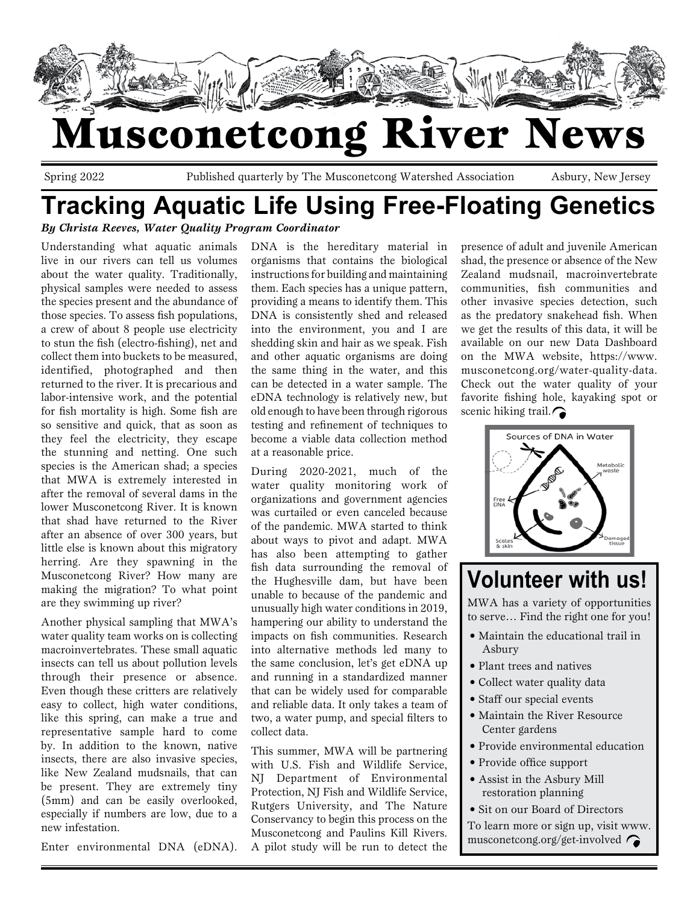# Musconetcong River News

Spring 2022 Published quarterly by The Musconetcong Watershed Association Asbury, New Jersey

## Tracking Aquatic Life Using Free-Floating Genetics

***By Christa Reeves, Water Quality Program Coordinator***

Understanding what aquatic animals live in our rivers can tell us volumes about the water quality. Traditionally, physical samples were needed to assess the species present and the abundance of those species. To assess fish populations, a crew of about 8 people use electricity to stun the fish (electro-fishing), net and collect them into buckets to be measured, identified, photographed and then returned to the river. It is precarious and labor-intensive work, and the potential for fish mortality is high. Some fish are so sensitive and quick, that as soon as they feel the electricity, they escape the stunning and netting. One such species is the American shad; a species that MWA is extremely interested in after the removal of several dams in the lower Musconetcong River. It is known that shad have returned to the River after an absence of over 300 years, but little else is known about this migratory herring. Are they spawning in the Musconetcong River? How many are making the migration? To what point are they swimming up river?

Another physical sampling that MWA's water quality team works on is collecting macroinvertebrates. These small aquatic insects can tell us about pollution levels through their presence or absence. Even though these critters are relatively easy to collect, high water conditions, like this spring, can make a true and representative sample hard to come by. In addition to the known, native insects, there are also invasive species, like New Zealand mudsnails, that can be present. They are extremely tiny (5mm) and can be easily overlooked, especially if numbers are low, due to a new infestation.

Enter environmental DNA (eDNA). DNA is the hereditary material in organisms that contains the biological instructions for building and maintaining them. Each species has a unique pattern, providing a means to identify them. This DNA is consistently shed and released into the environment, you and I are shedding skin and hair as we speak. Fish and other aquatic organisms are doing the same thing in the water, and this can be detected in a water sample. The eDNA technology is relatively new, but old enough to have been through rigorous testing and refinement of techniques to become a viable data collection method at a reasonable price.

During 2020-2021, much of the water quality monitoring work of organizations and government agencies was curtailed or even canceled because of the pandemic. MWA started to think about ways to pivot and adapt. MWA has also been attempting to gather fish data surrounding the removal of the Hughesville dam, but have been unable to because of the pandemic and unusually high water conditions in 2019, hampering our ability to understand the impacts on fish communities. Research into alternative methods led many to the same conclusion, let's get eDNA up and running in a standardized manner that can be widely used for comparable and reliable data. It only takes a team of two, a water pump, and special filters to collect data.

This summer, MWA will be partnering with U.S. Fish and Wildlife Service, NJ Department of Environmental Protection, NJ Fish and Wildlife Service, Rutgers University, and The Nature Conservancy to begin this process on the Musconetcong and Paulins Kill Rivers. A pilot study will be run to detect the presence of adult and juvenile American shad, the presence or absence of the New Zealand mudsnail, macroinvertebrate communities, fish communities and other invasive species detection, such as the predatory snakehead fish. When we get the results of this data, it will be available on our new Data Dashboard on the MWA website, https://www.musconetcong.org/water-quality-data. Check out the water quality of your favorite fishing hole, kayaking spot or scenic hiking trail.

Sources of DNA in Water

Free DNA

Metabolic waste

Scales & skin

Damaged tissue

## Volunteer with us!

MWA has a variety of opportunities to serve… Find the right one for you!

- Maintain the educational trail in Asbury
- Plant trees and natives
- Collect water quality data
- Staff our special events
- Maintain the River Resource Center gardens
- Provide environmental education
- Provide office support
- Assist in the Asbury Mill restoration planning
- Sit on our Board of Directors

To learn more or sign up, visit www.musconetcong.org/get-involved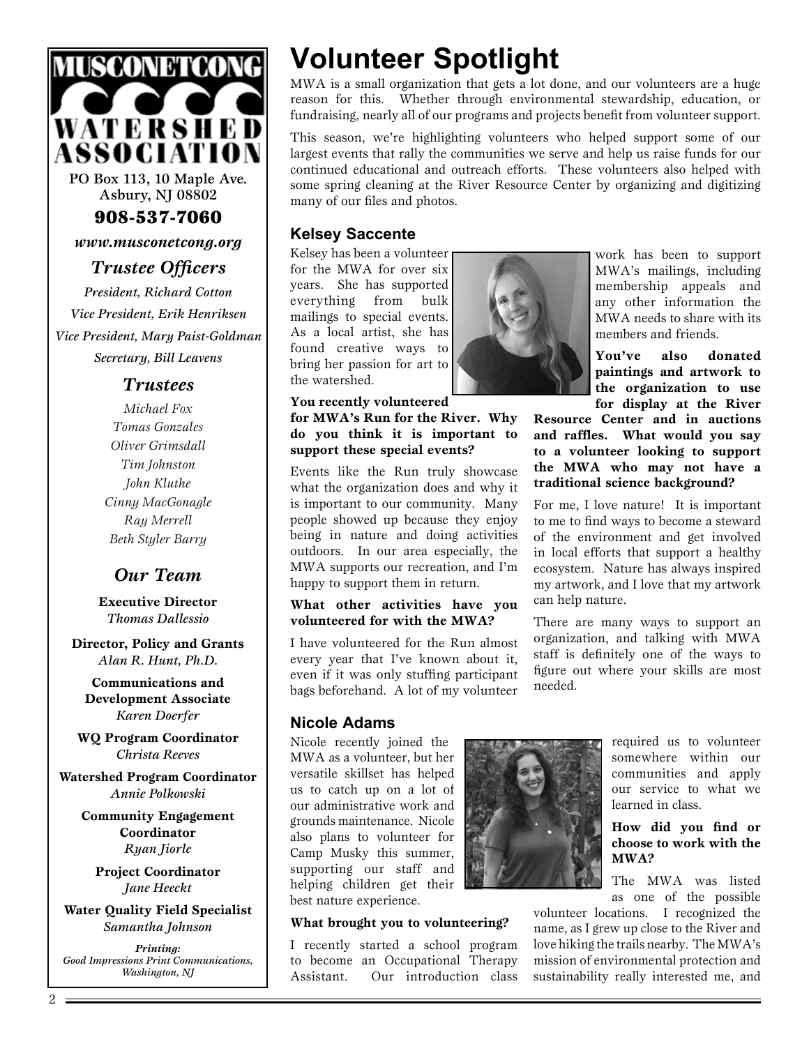# MUSCONETCONG WATERSHED ASSOCIATION

PO Box 113, 10 Maple Ave.
Asbury, NJ 08802

**908-537-7060**

*www.musconetcong.org*

## *Trustee Officers*

*President, Richard Cotton*

*Vice President, Erik Henriksen*

*Vice President, Mary Paist-Goldman*

*Secretary, Bill Leavens*

## *Trustees*

*Michael Fox*
*Tomas Gonzales*
*Oliver Grimsdall*
*Tim Johnston*
*John Kluthe*
*Cinny MacGonagle*
*Ray Merrell*
*Beth Styler Barry*

## *Our Team*

**Executive Director**
*Thomas Dallessio*

**Director, Policy and Grants**
*Alan R. Hunt, Ph.D.*

**Communications and Development Associate**
*Karen Doerfer*

**WQ Program Coordinator**
*Christa Reeves*

**Watershed Program Coordinator**
*Annie Polkowski*

**Community Engagement Coordinator**
*Ryan Jiorle*

**Project Coordinator**
*Jane Heeckt*

**Water Quality Field Specialist**
*Samantha Johnson*

***Printing:***
*Good Impressions Print Communications, Washington, NJ*

# Volunteer Spotlight

MWA is a small organization that gets a lot done, and our volunteers are a huge reason for this. Whether through environmental stewardship, education, or fundraising, nearly all of our programs and projects benefit from volunteer support.

This season, we're highlighting volunteers who helped support some of our largest events that rally the communities we serve and help us raise funds for our continued educational and outreach efforts. These volunteers also helped with some spring cleaning at the River Resource Center by organizing and digitizing many of our files and photos.

## Kelsey Saccente

Kelsey has been a volunteer for the MWA for over six years. She has supported everything from bulk mailings to special events. As a local artist, she has found creative ways to bring her passion for art to the watershed.

**You recently volunteered for MWA's Run for the River. Why do you think it is important to support these special events?**

Events like the Run truly showcase what the organization does and why it is important to our community. Many people showed up because they enjoy being in nature and doing activities outdoors. In our area especially, the MWA supports our recreation, and I'm happy to support them in return.

**What other activities have you volunteered for with the MWA?**

I have volunteered for the Run almost every year that I've known about it, even if it was only stuffing participant bags beforehand. A lot of my volunteer work has been to support MWA's mailings, including membership appeals and any other information the MWA needs to share with its members and friends.

**You've also donated paintings and artwork to the organization to use for display at the River Resource Center and in auctions and raffles. What would you say to a volunteer looking to support the MWA who may not have a traditional science background?**

For me, I love nature! It is important to me to find ways to become a steward of the environment and get involved in local efforts that support a healthy ecosystem. Nature has always inspired my artwork, and I love that my artwork can help nature.

There are many ways to support an organization, and talking with MWA staff is definitely one of the ways to figure out where your skills are most needed.

## Nicole Adams

Nicole recently joined the MWA as a volunteer, but her versatile skillset has helped us to catch up on a lot of our administrative work and grounds maintenance. Nicole also plans to volunteer for Camp Musky this summer, supporting our staff and helping children get their best nature experience.

**What brought you to volunteering?**

I recently started a school program to become an Occupational Therapy Assistant. Our introduction class required us to volunteer somewhere within our communities and apply our service to what we learned in class.

**How did you find or choose to work with the MWA?**

The MWA was listed as one of the possible volunteer locations. I recognized the name, as I grew up close to the River and love hiking the trails nearby. The MWA's mission of environmental protection and sustainability really interested me, and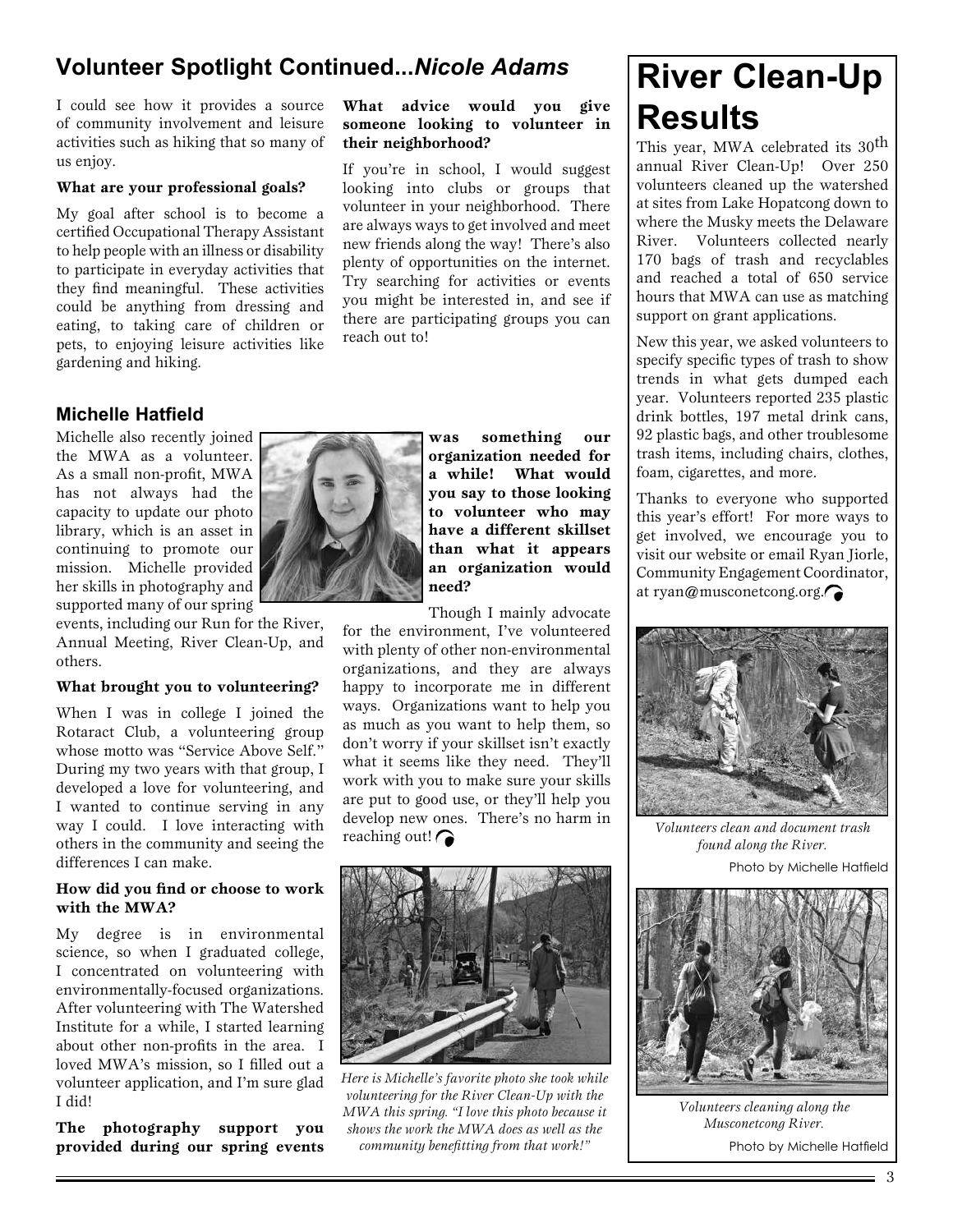## Volunteer Spotlight Continued...*Nicole Adams*

I could see how it provides a source of community involvement and leisure activities such as hiking that so many of us enjoy.

**What are your professional goals?**

My goal after school is to become a certified Occupational Therapy Assistant to help people with an illness or disability to participate in everyday activities that they find meaningful. These activities could be anything from dressing and eating, to taking care of children or pets, to enjoying leisure activities like gardening and hiking.

**What advice would you give someone looking to volunteer in their neighborhood?**

If you're in school, I would suggest looking into clubs or groups that volunteer in your neighborhood. There are always ways to get involved and meet new friends along the way! There's also plenty of opportunities on the internet. Try searching for activities or events you might be interested in, and see if there are participating groups you can reach out to!

### Michelle Hatfield

Michelle also recently joined the MWA as a volunteer. As a small non-profit, MWA has not always had the capacity to update our photo library, which is an asset in continuing to promote our mission. Michelle provided her skills in photography and supported many of our spring events, including our Run for the River, Annual Meeting, River Clean-Up, and others.

**What brought you to volunteering?**

When I was in college I joined the Rotaract Club, a volunteering group whose motto was "Service Above Self." During my two years with that group, I developed a love for volunteering, and I wanted to continue serving in any way I could. I love interacting with others in the community and seeing the differences I can make.

**How did you find or choose to work with the MWA?**

My degree is in environmental science, so when I graduated college, I concentrated on volunteering with environmentally-focused organizations. After volunteering with The Watershed Institute for a while, I started learning about other non-profits in the area. I loved MWA's mission, so I filled out a volunteer application, and I'm sure glad I did!

**The photography support you provided during our spring events was something our organization needed for a while! What would you say to those looking to volunteer who may have a different skillset than what it appears an organization would need?**

Though I mainly advocate for the environment, I've volunteered with plenty of other non-environmental organizations, and they are always happy to incorporate me in different ways. Organizations want to help you as much as you want to help them, so don't worry if your skillset isn't exactly what it seems like they need. They'll work with you to make sure your skills are put to good use, or they'll help you develop new ones. There's no harm in reaching out!

*Here is Michelle's favorite photo she took while volunteering for the River Clean-Up with the MWA this spring. "I love this photo because it shows the work the MWA does as well as the community benefitting from that work!"*

# River Clean-Up Results

This year, MWA celebrated its 30th annual River Clean-Up! Over 250 volunteers cleaned up the watershed at sites from Lake Hopatcong down to where the Musky meets the Delaware River. Volunteers collected nearly 170 bags of trash and recyclables and reached a total of 650 service hours that MWA can use as matching support on grant applications.

New this year, we asked volunteers to specify specific types of trash to show trends in what gets dumped each year. Volunteers reported 235 plastic drink bottles, 197 metal drink cans, 92 plastic bags, and other troublesome trash items, including chairs, clothes, foam, cigarettes, and more.

Thanks to everyone who supported this year's effort! For more ways to get involved, we encourage you to visit our website or email Ryan Jiorle, Community Engagement Coordinator, at ryan@musconetcong.org.

*Volunteers clean and document trash found along the River.*

Photo by Michelle Hatfield

*Volunteers cleaning along the Musconetcong River.*

Photo by Michelle Hatfield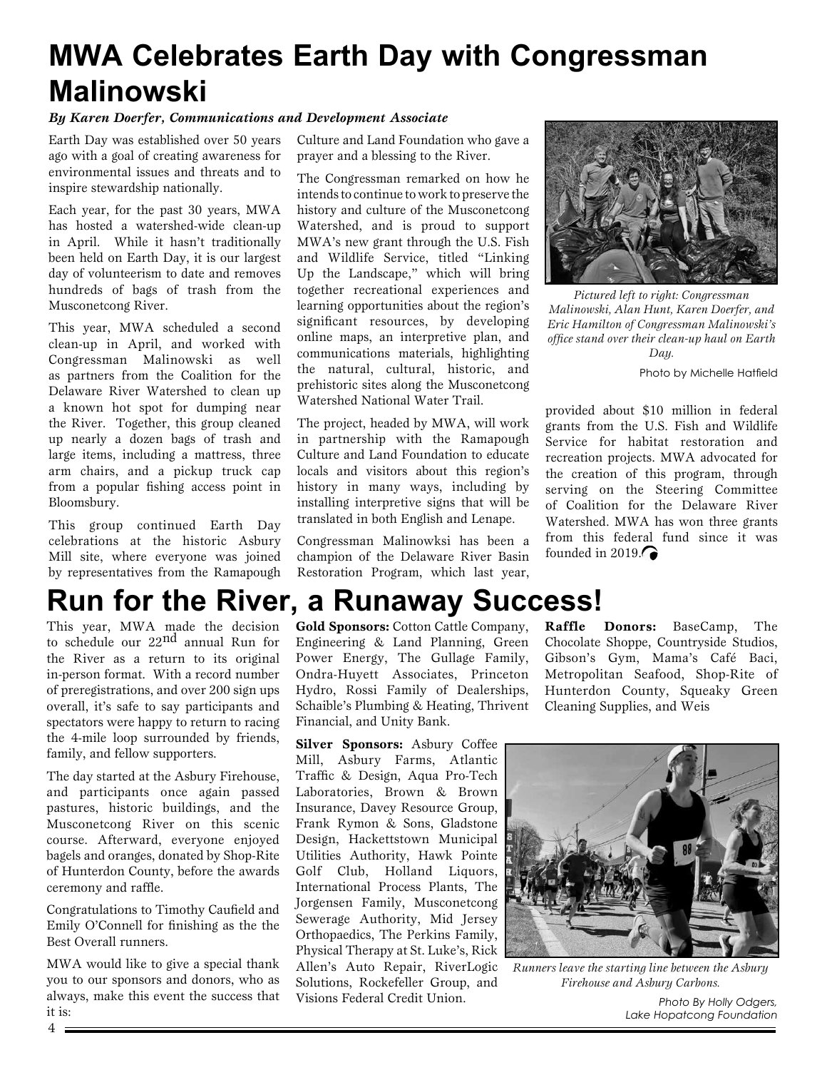# MWA Celebrates Earth Day with Congressman Malinowski

***By Karen Doerfer, Communications and Development Associate***

Earth Day was established over 50 years ago with a goal of creating awareness for environmental issues and threats and to inspire stewardship nationally.

Each year, for the past 30 years, MWA has hosted a watershed-wide clean-up in April. While it hasn't traditionally been held on Earth Day, it is our largest day of volunteerism to date and removes hundreds of bags of trash from the Musconetcong River.

This year, MWA scheduled a second clean-up in April, and worked with Congressman Malinowski as well as partners from the Coalition for the Delaware River Watershed to clean up a known hot spot for dumping near the River. Together, this group cleaned up nearly a dozen bags of trash and large items, including a mattress, three arm chairs, and a pickup truck cap from a popular fishing access point in Bloomsbury.

This group continued Earth Day celebrations at the historic Asbury Mill site, where everyone was joined by representatives from the Ramapough Culture and Land Foundation who gave a prayer and a blessing to the River.

The Congressman remarked on how he intends to continue to work to preserve the history and culture of the Musconetcong Watershed, and is proud to support MWA's new grant through the U.S. Fish and Wildlife Service, titled "Linking Up the Landscape," which will bring together recreational experiences and learning opportunities about the region's significant resources, by developing online maps, an interpretive plan, and communications materials, highlighting the natural, cultural, historic, and prehistoric sites along the Musconetcong Watershed National Water Trail.

The project, headed by MWA, will work in partnership with the Ramapough Culture and Land Foundation to educate locals and visitors about this region's history in many ways, including by installing interpretive signs that will be translated in both English and Lenape.

Congressman Malinowksi has been a champion of the Delaware River Basin Restoration Program, which last year, provided about $10 million in federal grants from the U.S. Fish and Wildlife Service for habitat restoration and recreation projects. MWA advocated for the creation of this program, through serving on the Steering Committee of Coalition for the Delaware River Watershed. MWA has won three grants from this federal fund since it was founded in 2019.

*Pictured left to right: Congressman Malinowski, Alan Hunt, Karen Doerfer, and Eric Hamilton of Congressman Malinowski's office stand over their clean-up haul on Earth Day.*

Photo by Michelle Hatfield

# Run for the River, a Runaway Success!

This year, MWA made the decision to schedule our 22nd annual Run for the River as a return to its original in-person format. With a record number of preregistrations, and over 200 sign ups overall, it's safe to say participants and spectators were happy to return to racing the 4-mile loop surrounded by friends, family, and fellow supporters.

The day started at the Asbury Firehouse, and participants once again passed pastures, historic buildings, and the Musconetcong River on this scenic course. Afterward, everyone enjoyed bagels and oranges, donated by Shop-Rite of Hunterdon County, before the awards ceremony and raffle.

Congratulations to Timothy Caufield and Emily O'Connell for finishing as the the Best Overall runners.

MWA would like to give a special thank you to our sponsors and donors, who as always, make this event the success that it is:

**Gold Sponsors:** Cotton Cattle Company, Engineering & Land Planning, Green Power Energy, The Gullage Family, Ondra-Huyett Associates, Princeton Hydro, Rossi Family of Dealerships, Schaible's Plumbing & Heating, Thrivent Financial, and Unity Bank.

**Silver Sponsors:** Asbury Coffee Mill, Asbury Farms, Atlantic Traffic & Design, Aqua Pro-Tech Laboratories, Brown & Brown Insurance, Davey Resource Group, Frank Rymon & Sons, Gladstone Design, Hackettstown Municipal Utilities Authority, Hawk Pointe Golf Club, Holland Liquors, International Process Plants, The Jorgensen Family, Musconetcong Sewerage Authority, Mid Jersey Orthopaedics, The Perkins Family, Physical Therapy at St. Luke's, Rick Allen's Auto Repair, RiverLogic Solutions, Rockefeller Group, and Visions Federal Credit Union.

**Raffle Donors:** BaseCamp, The Chocolate Shoppe, Countryside Studios, Gibson's Gym, Mama's Café Baci, Metropolitan Seafood, Shop-Rite of Hunterdon County, Squeaky Green Cleaning Supplies, and Weis

*Runners leave the starting line between the Asbury Firehouse and Asbury Carbons.*

Photo By Holly Odgers, Lake Hopatcong Foundation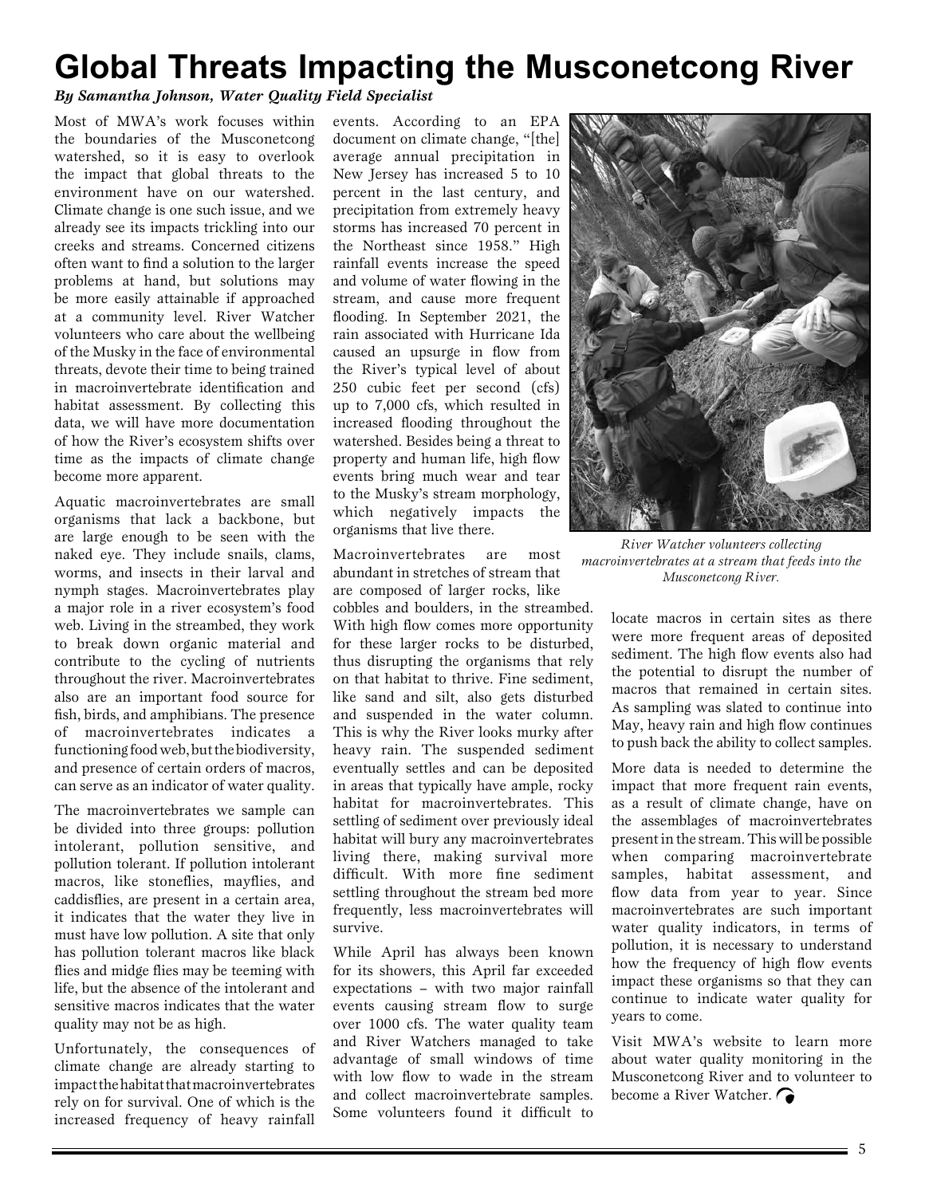# Global Threats Impacting the Musconetcong River

***By Samantha Johnson, Water Quality Field Specialist***

Most of MWA's work focuses within the boundaries of the Musconetcong watershed, so it is easy to overlook the impact that global threats to the environment have on our watershed. Climate change is one such issue, and we already see its impacts trickling into our creeks and streams. Concerned citizens often want to find a solution to the larger problems at hand, but solutions may be more easily attainable if approached at a community level. River Watcher volunteers who care about the wellbeing of the Musky in the face of environmental threats, devote their time to being trained in macroinvertebrate identification and habitat assessment. By collecting this data, we will have more documentation of how the River's ecosystem shifts over time as the impacts of climate change become more apparent.

Aquatic macroinvertebrates are small organisms that lack a backbone, but are large enough to be seen with the naked eye. They include snails, clams, worms, and insects in their larval and nymph stages. Macroinvertebrates play a major role in a river ecosystem's food web. Living in the streambed, they work to break down organic material and contribute to the cycling of nutrients throughout the river. Macroinvertebrates also are an important food source for fish, birds, and amphibians. The presence of macroinvertebrates indicates a functioning food web, but the biodiversity, and presence of certain orders of macros, can serve as an indicator of water quality.

The macroinvertebrates we sample can be divided into three groups: pollution intolerant, pollution sensitive, and pollution tolerant. If pollution intolerant macros, like stoneflies, mayflies, and caddisflies, are present in a certain area, it indicates that the water they live in must have low pollution. A site that only has pollution tolerant macros like black flies and midge flies may be teeming with life, but the absence of the intolerant and sensitive macros indicates that the water quality may not be as high.

Unfortunately, the consequences of climate change are already starting to impact the habitat that macroinvertebrates rely on for survival. One of which is the increased frequency of heavy rainfall events. According to an EPA document on climate change, "[the] average annual precipitation in New Jersey has increased 5 to 10 percent in the last century, and precipitation from extremely heavy storms has increased 70 percent in the Northeast since 1958." High rainfall events increase the speed and volume of water flowing in the stream, and cause more frequent flooding. In September 2021, the rain associated with Hurricane Ida caused an upsurge in flow from the River's typical level of about 250 cubic feet per second (cfs) up to 7,000 cfs, which resulted in increased flooding throughout the watershed. Besides being a threat to property and human life, high flow events bring much wear and tear to the Musky's stream morphology, which negatively impacts the organisms that live there.

*River Watcher volunteers collecting macroinvertebrates at a stream that feeds into the Musconetcong River.*

Macroinvertebrates are most abundant in stretches of stream that are composed of larger rocks, like cobbles and boulders, in the streambed. With high flow comes more opportunity for these larger rocks to be disturbed, thus disrupting the organisms that rely on that habitat to thrive. Fine sediment, like sand and silt, also gets disturbed and suspended in the water column. This is why the River looks murky after heavy rain. The suspended sediment eventually settles and can be deposited in areas that typically have ample, rocky habitat for macroinvertebrates. This settling of sediment over previously ideal habitat will bury any macroinvertebrates living there, making survival more difficult. With more fine sediment settling throughout the stream bed more frequently, less macroinvertebrates will survive.

While April has always been known for its showers, this April far exceeded expectations – with two major rainfall events causing stream flow to surge over 1000 cfs. The water quality team and River Watchers managed to take advantage of small windows of time with low flow to wade in the stream and collect macroinvertebrate samples. Some volunteers found it difficult to locate macros in certain sites as there were more frequent areas of deposited sediment. The high flow events also had the potential to disrupt the number of macros that remained in certain sites. As sampling was slated to continue into May, heavy rain and high flow continues to push back the ability to collect samples.

More data is needed to determine the impact that more frequent rain events, as a result of climate change, have on the assemblages of macroinvertebrates present in the stream. This will be possible when comparing macroinvertebrate samples, habitat assessment, and flow data from year to year. Since macroinvertebrates are such important water quality indicators, in terms of pollution, it is necessary to understand how the frequency of high flow events impact these organisms so that they can continue to indicate water quality for years to come.

Visit MWA's website to learn more about water quality monitoring in the Musconetcong River and to volunteer to become a River Watcher.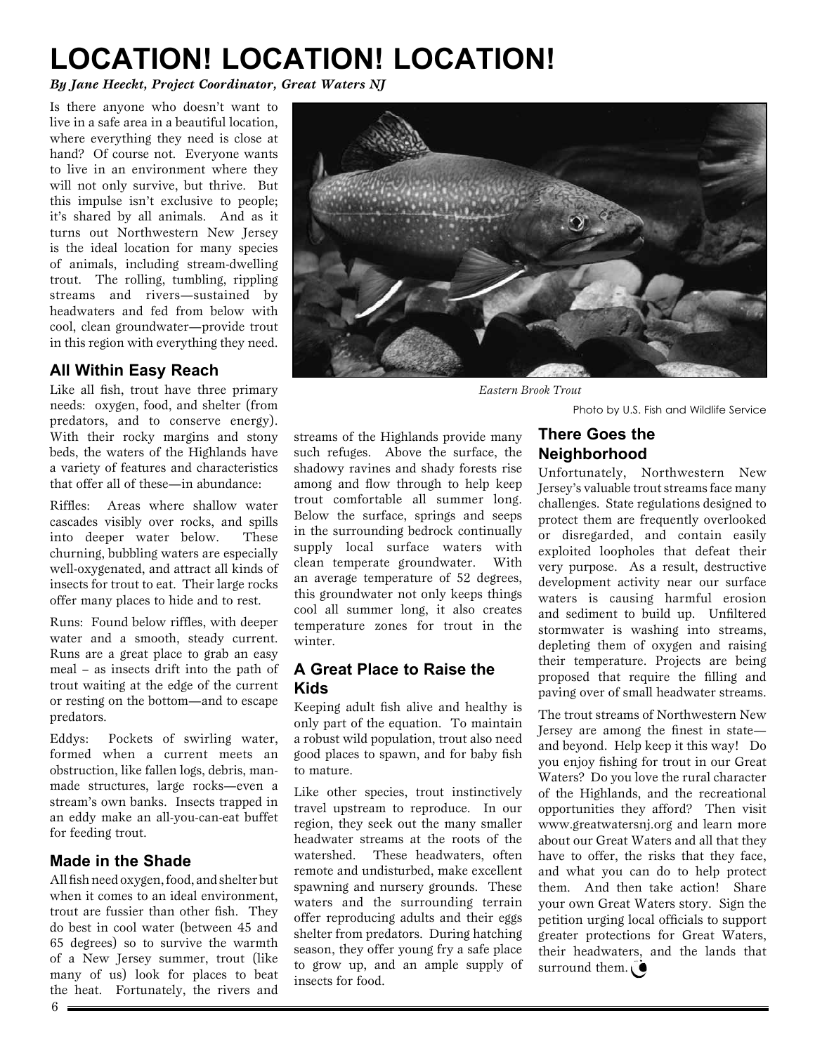# LOCATION! LOCATION! LOCATION!

*By Jane Heeckt, Project Coordinator, Great Waters NJ*

Is there anyone who doesn't want to live in a safe area in a beautiful location, where everything they need is close at hand? Of course not. Everyone wants to live in an environment where they will not only survive, but thrive. But this impulse isn't exclusive to people; it's shared by all animals. And as it turns out Northwestern New Jersey is the ideal location for many species of animals, including stream-dwelling trout. The rolling, tumbling, rippling streams and rivers—sustained by headwaters and fed from below with cool, clean groundwater—provide trout in this region with everything they need.

## All Within Easy Reach

Like all fish, trout have three primary needs: oxygen, food, and shelter (from predators, and to conserve energy). With their rocky margins and stony beds, the waters of the Highlands have a variety of features and characteristics that offer all of these—in abundance:

Riffles: Areas where shallow water cascades visibly over rocks, and spills into deeper water below. These churning, bubbling waters are especially well-oxygenated, and attract all kinds of insects for trout to eat. Their large rocks offer many places to hide and to rest.

Runs: Found below riffles, with deeper water and a smooth, steady current. Runs are a great place to grab an easy meal – as insects drift into the path of trout waiting at the edge of the current or resting on the bottom—and to escape predators.

Eddys: Pockets of swirling water, formed when a current meets an obstruction, like fallen logs, debris, man-made structures, large rocks—even a stream's own banks. Insects trapped in an eddy make an all-you-can-eat buffet for feeding trout.

## Made in the Shade

All fish need oxygen, food, and shelter but when it comes to an ideal environment, trout are fussier than other fish. They do best in cool water (between 45 and 65 degrees) so to survive the warmth of a New Jersey summer, trout (like many of us) look for places to beat the heat. Fortunately, the rivers and streams of the Highlands provide many such refuges. Above the surface, the shadowy ravines and shady forests rise among and flow through to help keep trout comfortable all summer long. Below the surface, springs and seeps in the surrounding bedrock continually supply local surface waters with clean temperate groundwater. With an average temperature of 52 degrees, this groundwater not only keeps things cool all summer long, it also creates temperature zones for trout in the winter.

*Eastern Brook Trout*

Photo by U.S. Fish and Wildlife Service

## A Great Place to Raise the Kids

Keeping adult fish alive and healthy is only part of the equation. To maintain a robust wild population, trout also need good places to spawn, and for baby fish to mature.

Like other species, trout instinctively travel upstream to reproduce. In our region, they seek out the many smaller headwater streams at the roots of the watershed. These headwaters, often remote and undisturbed, make excellent spawning and nursery grounds. These waters and the surrounding terrain offer reproducing adults and their eggs shelter from predators. During hatching season, they offer young fry a safe place to grow up, and an ample supply of insects for food.

## There Goes the Neighborhood

Unfortunately, Northwestern New Jersey's valuable trout streams face many challenges. State regulations designed to protect them are frequently overlooked or disregarded, and contain easily exploited loopholes that defeat their very purpose. As a result, destructive development activity near our surface waters is causing harmful erosion and sediment to build up. Unfiltered stormwater is washing into streams, depleting them of oxygen and raising their temperature. Projects are being proposed that require the filling and paving over of small headwater streams.

The trout streams of Northwestern New Jersey are among the finest in state—and beyond. Help keep it this way! Do you enjoy fishing for trout in our Great Waters? Do you love the rural character of the Highlands, and the recreational opportunities they afford? Then visit www.greatwatersnj.org and learn more about our Great Waters and all that they have to offer, the risks that they face, and what you can do to help protect them. And then take action! Share your own Great Waters story. Sign the petition urging local officials to support greater protections for Great Waters, their headwaters, and the lands that surround them.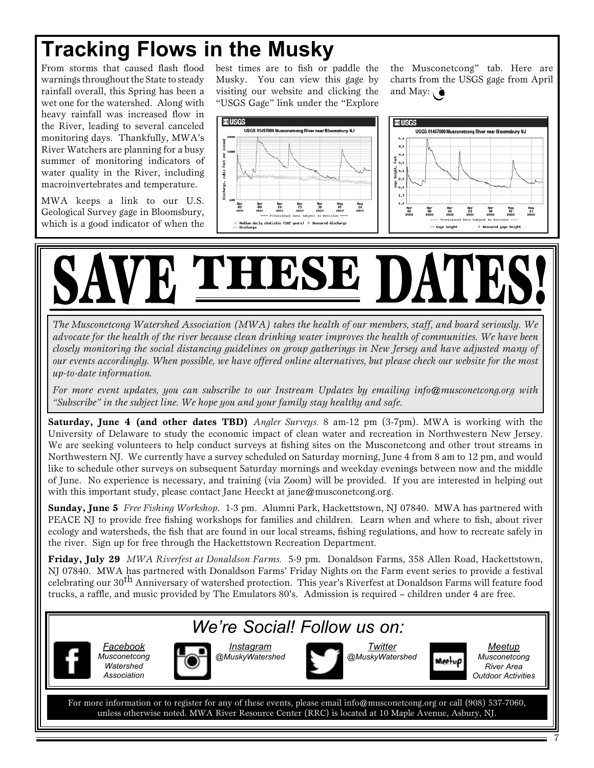# Tracking Flows in the Musky

From storms that caused flash flood warnings throughout the State to steady rainfall overall, this Spring has been a wet one for the watershed. Along with heavy rainfall was increased flow in the River, leading to several canceled monitoring days. Thankfully, MWA's River Watchers are planning for a busy summer of monitoring indicators of water quality in the River, including macroinvertebrates and temperature.

MWA keeps a link to our U.S. Geological Survey gage in Bloomsbury, which is a good indicator of when the best times are to fish or paddle the Musky. You can view this gage by visiting our website and clicking the "USGS Gage" link under the "Explore the Musconetcong" tab. Here are charts from the USGS gage from April and May:

# SAVE THESE DATES!

*The Musconetcong Watershed Association (MWA) takes the health of our members, staff, and board seriously. We advocate for the health of the river because clean drinking water improves the health of communities. We have been closely monitoring the social distancing guidelines on group gatherings in New Jersey and have adjusted many of our events accordingly. When possible, we have offered online alternatives, but please check our website for the most up-to-date information.*

*For more event updates, you can subscribe to our Instream Updates by emailing info@musconetcong.org with "Subscribe" in the subject line. We hope you and your family stay healthy and safe.*

**Saturday, June 4 (and other dates TBD)** *Angler Surveys.* 8 am-12 pm (3-7pm). MWA is working with the University of Delaware to study the economic impact of clean water and recreation in Northwestern New Jersey. We are seeking volunteers to help conduct surveys at fishing sites on the Musconetcong and other trout streams in Northwestern NJ. We currently have a survey scheduled on Saturday morning, June 4 from 8 am to 12 pm, and would like to schedule other surveys on subsequent Saturday mornings and weekday evenings between now and the middle of June. No experience is necessary, and training (via Zoom) will be provided. If you are interested in helping out with this important study, please contact Jane Heeckt at jane@musconetcong.org.

**Sunday, June 5** *Free Fishing Workshop.* 1-3 pm. Alumni Park, Hackettstown, NJ 07840. MWA has partnered with PEACE NJ to provide free fishing workshops for families and children. Learn when and where to fish, about river ecology and watersheds, the fish that are found in our local streams, fishing regulations, and how to recreate safely in the river. Sign up for free through the Hackettstown Recreation Department.

**Friday, July 29** *MWA Riverfest at Donaldson Farms.* 5-9 pm. Donaldson Farms, 358 Allen Road, Hackettstown, NJ 07840. MWA has partnered with Donaldson Farms' Friday Nights on the Farm event series to provide a festival celebrating our 30th Anniversary of watershed protection. This year's Riverfest at Donaldson Farms will feature food trucks, a raffle, and music provided by The Emulators 80's. Admission is required – children under 4 are free.

## *We're Social! Follow us on:*

- *Facebook* — *Musconetcong Watershed Association*
- *Instagram* — *@MuskyWatershed*
- *Twitter* — *@MuskyWatershed*
- *Meetup* — *Musconetcong River Area Outdoor Activities*

For more information or to register for any of these events, please email info@musconetcong.org or call (908) 537-7060, unless otherwise noted. MWA River Resource Center (RRC) is located at 10 Maple Avenue, Asbury, NJ.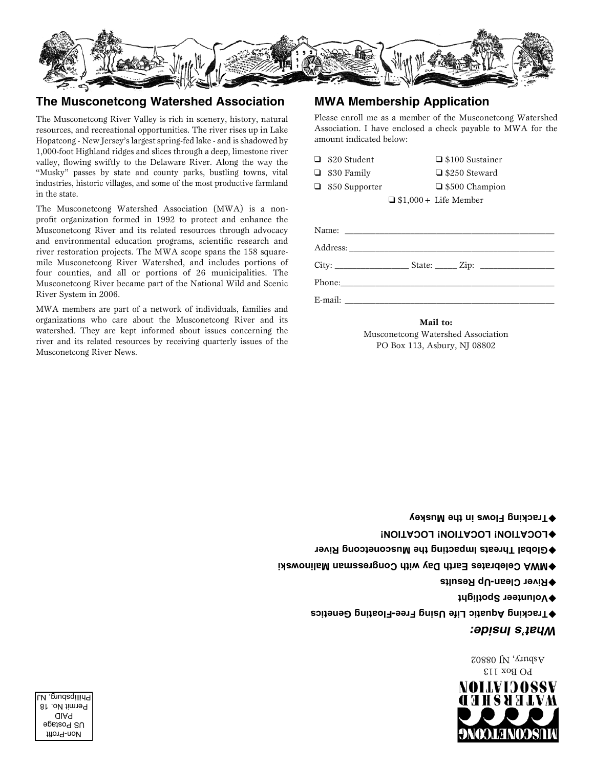## The Musconetcong Watershed Association

The Musconetcong River Valley is rich in scenery, history, natural resources, and recreational opportunities. The river rises up in Lake Hopatcong - New Jersey's largest spring-fed lake - and is shadowed by 1,000-foot Highland ridges and slices through a deep, limestone river valley, flowing swiftly to the Delaware River. Along the way the "Musky" passes by state and county parks, bustling towns, vital industries, historic villages, and some of the most productive farmland in the state.

The Musconetcong Watershed Association (MWA) is a non-profit organization formed in 1992 to protect and enhance the Musconetcong River and its related resources through advocacy and environmental education programs, scientific research and river restoration projects. The MWA scope spans the 158 square-mile Musconetcong River Watershed, and includes portions of four counties, and all or portions of 26 municipalities. The Musconetcong River became part of the National Wild and Scenic River System in 2006.

MWA members are part of a network of individuals, families and organizations who care about the Musconetcong River and its watershed. They are kept informed about issues concerning the river and its related resources by receiving quarterly issues of the Musconetcong River News.

## MWA Membership Application

Please enroll me as a member of the Musconetcong Watershed Association. I have enclosed a check payable to MWA for the amount indicated below:

- ❑ $20 Student
- ❑ $30 Family
- ❑ $50 Supporter
- ❑ $100 Sustainer
- ❑ $250 Steward
- ❑ $500 Champion
- ❑ $1,000 + Life Member

Name: ________________________________________

Address: ______________________________________

City: ______________ State: _____ Zip: ______________

Phone: ________________________________________

E-mail: ________________________________________

**Mail to:**
Musconetcong Watershed Association
PO Box 113, Asbury, NJ 08802

MUSCONETCONG WATERSHED ASSOCIATION
PO Box 113
Asbury, NJ 08802

Non-Profit
US Postage
PAID
Permit No. 18
Phillipsburg, NJ

### *What's Inside:*

- ◆ Tracking Aquatic Life Using Free-Floating Genetics
- ◆ Volunteer Spotlight
- ◆ River Clean-Up Results
- ◆ MWA Celebrates Earth Day with Congressman Malinowski
- ◆ Global Threats Impacting the Musconetcong River
- ◆ LOCATION! LOCATION! LOCATION!
- ◆ Tracking Flows in the Muskey